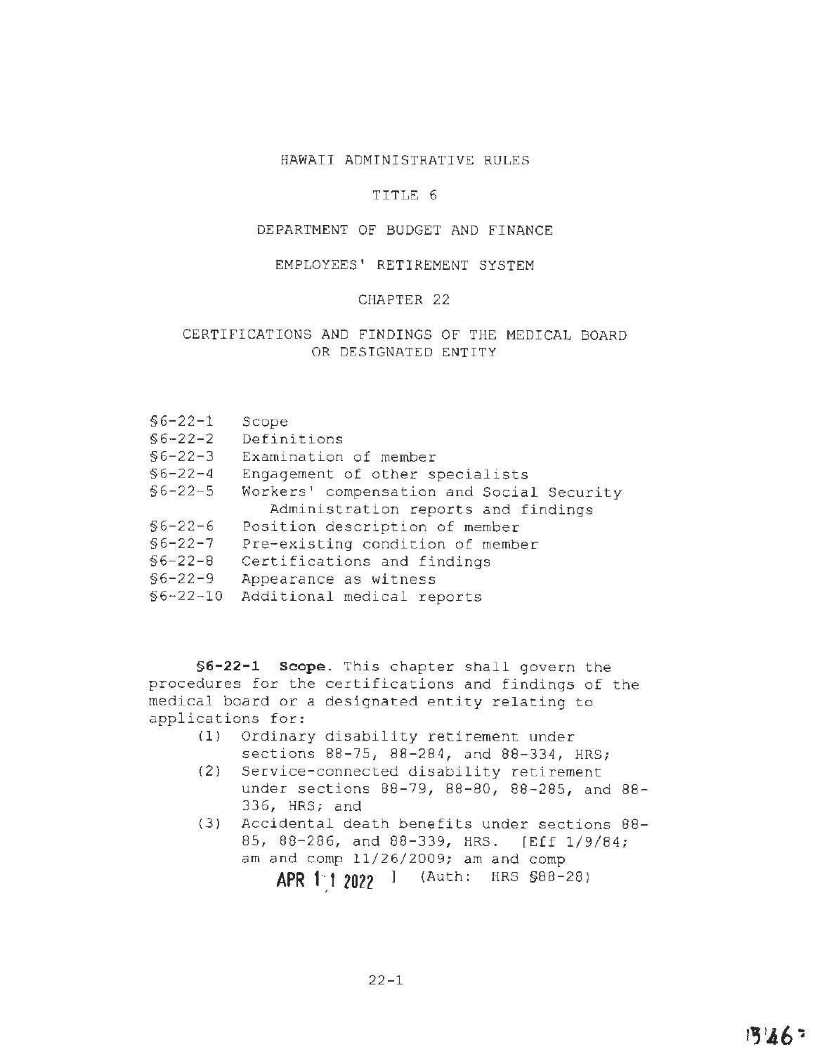# HAWAII ADMINISTRATIVE RULES

## TITLE 6

## DEPARTMENT OF BUDGET AND FINANCE

## EMPLOYEES' RETIREMENT SYSTEM

## CHAPTER 22

## CERTIFICATIONS AND FINDINGS OF THE MEDICAL BOARD OR DESIGNATED ENTITY

§6-22-1 Scope
§6-22-2 Definitions
§6-22-3 Examination of member
§6-22-4 Engagement of other specialists
§6-22-5 Workers' compensation and Social Security Administration reports and findings
§6-22-6 Position description of member
§6-22-7 Pre-existing condition of member
§6-22-8 Certifications and findings
§6-22-9 Appearance as witness
§6-22-10 Additional medical reports

**§6-22-1 Scope.** This chapter shall govern the procedures for the certifications and findings of the medical board or a designated entity relating to applications for:

(1) Ordinary disability retirement under sections 88-75, 88-284, and 88-334, HRS;
(2) Service-connected disability retirement under sections 88-79, 88-80, 88-285, and 88-336, HRS; and
(3) Accidental death benefits under sections 88-85, 88-286, and 88-339, HRS. [Eff 1/9/84; am and comp 11/26/2009; am and comp APR 11 2022 ] (Auth: HRS §88-28)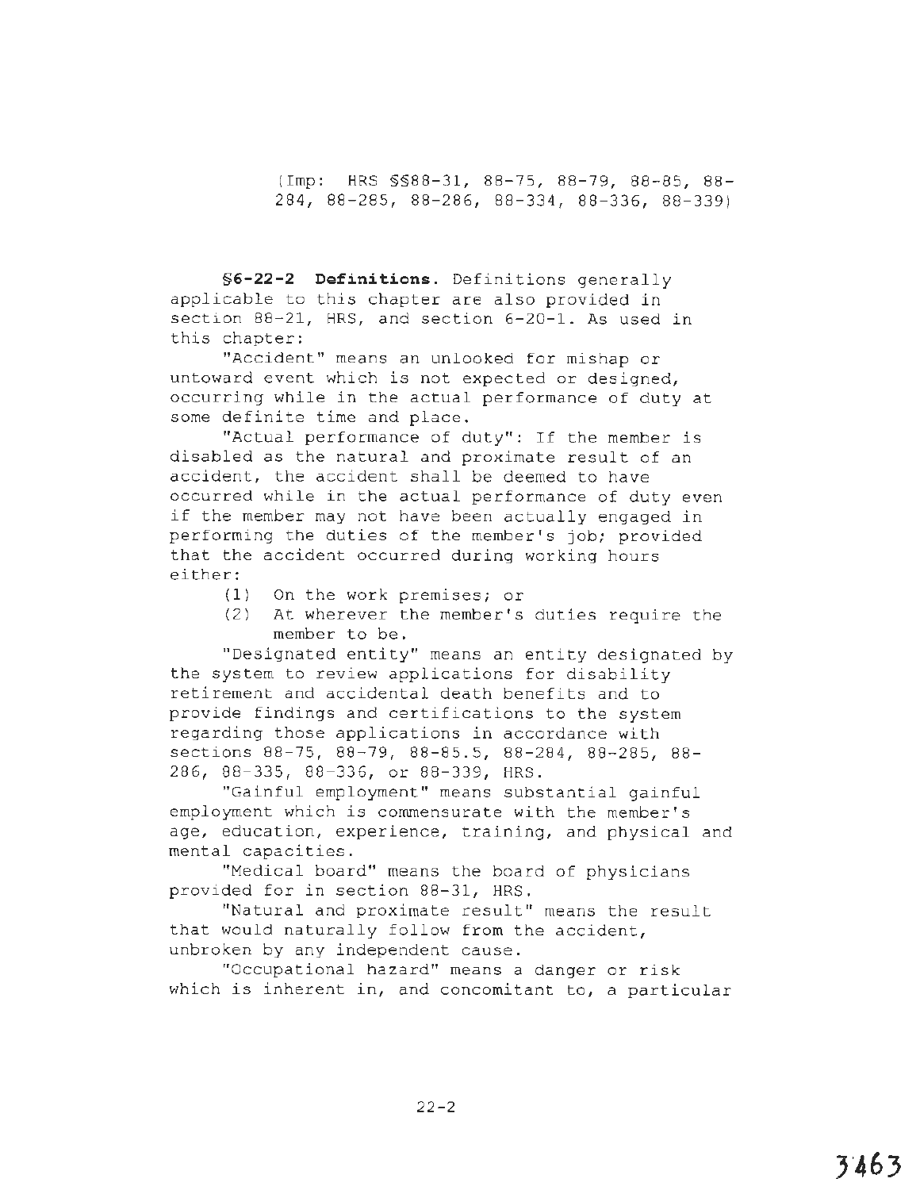(Imp: HRS §§88-31, 88-75, 88-79, 88-85, 88-284, 88-285, 88-286, 88-334, 88-336, 88-339)

**§6-22-2 Definitions.** Definitions generally applicable to this chapter are also provided in section 88-21, HRS, and section 6-20-1. As used in this chapter:

"Accident" means an unlooked for mishap or untoward event which is not expected or designed, occurring while in the actual performance of duty at some definite time and place.

"Actual performance of duty": If the member is disabled as the natural and proximate result of an accident, the accident shall be deemed to have occurred while in the actual performance of duty even if the member may not have been actually engaged in performing the duties of the member's job; provided that the accident occurred during working hours either:

(1) On the work premises; or
(2) At wherever the member's duties require the member to be.

"Designated entity" means an entity designated by the system to review applications for disability retirement and accidental death benefits and to provide findings and certifications to the system regarding those applications in accordance with sections 88-75, 88-79, 88-85.5, 88-284, 88-285, 88-286, 88-335, 88-336, or 88-339, HRS.

"Gainful employment" means substantial gainful employment which is commensurate with the member's age, education, experience, training, and physical and mental capacities.

"Medical board" means the board of physicians provided for in section 88-31, HRS.

"Natural and proximate result" means the result that would naturally follow from the accident, unbroken by any independent cause.

"Occupational hazard" means a danger or risk which is inherent in, and concomitant to, a particular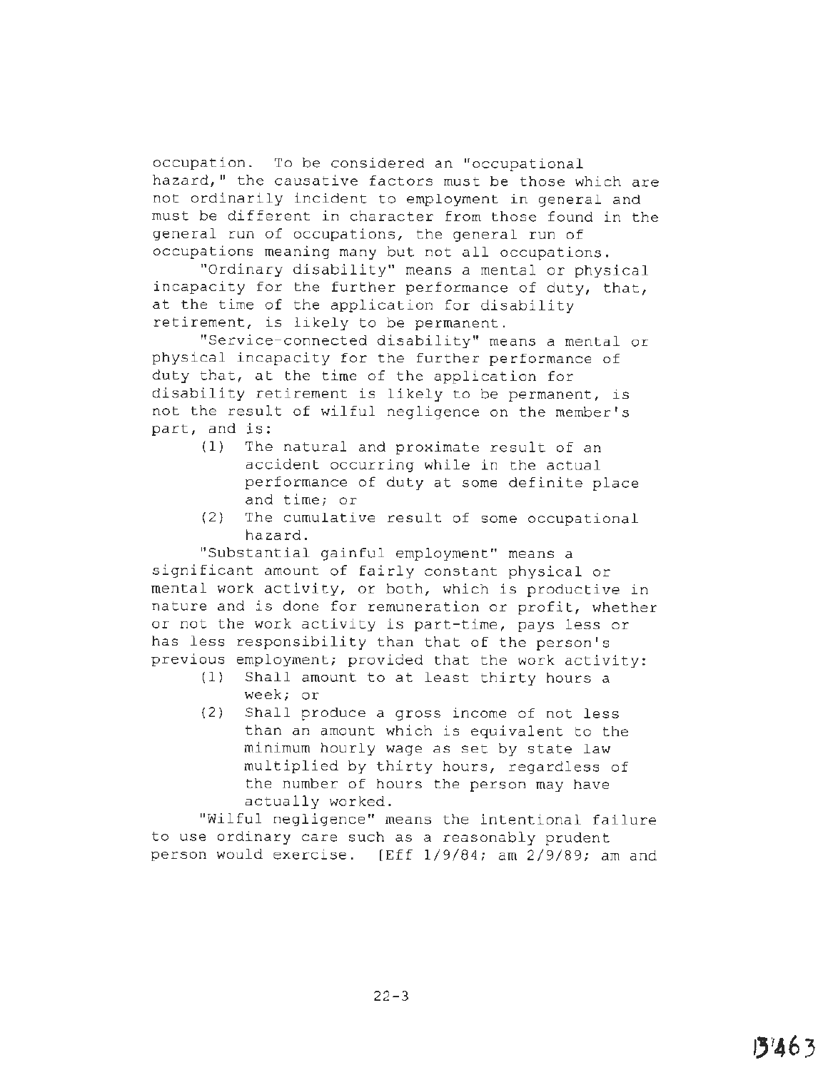occupation. To be considered an "occupational hazard," the causative factors must be those which are not ordinarily incident to employment in general and must be different in character from those found in the general run of occupations, the general run of occupations meaning many but not all occupations.

"Ordinary disability" means a mental or physical incapacity for the further performance of duty, that, at the time of the application for disability retirement, is likely to be permanent.

"Service-connected disability" means a mental or physical incapacity for the further performance of duty that, at the time of the application for disability retirement is likely to be permanent, is not the result of wilful negligence on the member's part, and is:

(1) The natural and proximate result of an accident occurring while in the actual performance of duty at some definite place and time; or
(2) The cumulative result of some occupational hazard.

"Substantial gainful employment" means a significant amount of fairly constant physical or mental work activity, or both, which is productive in nature and is done for remuneration or profit, whether or not the work activity is part-time, pays less or has less responsibility than that of the person's previous employment; provided that the work activity:

(1) Shall amount to at least thirty hours a week; or
(2) Shall produce a gross income of not less than an amount which is equivalent to the minimum hourly wage as set by state law multiplied by thirty hours, regardless of the number of hours the person may have actually worked.

"Wilful negligence" means the intentional failure to use ordinary care such as a reasonably prudent person would exercise. [Eff 1/9/84; am 2/9/89; am and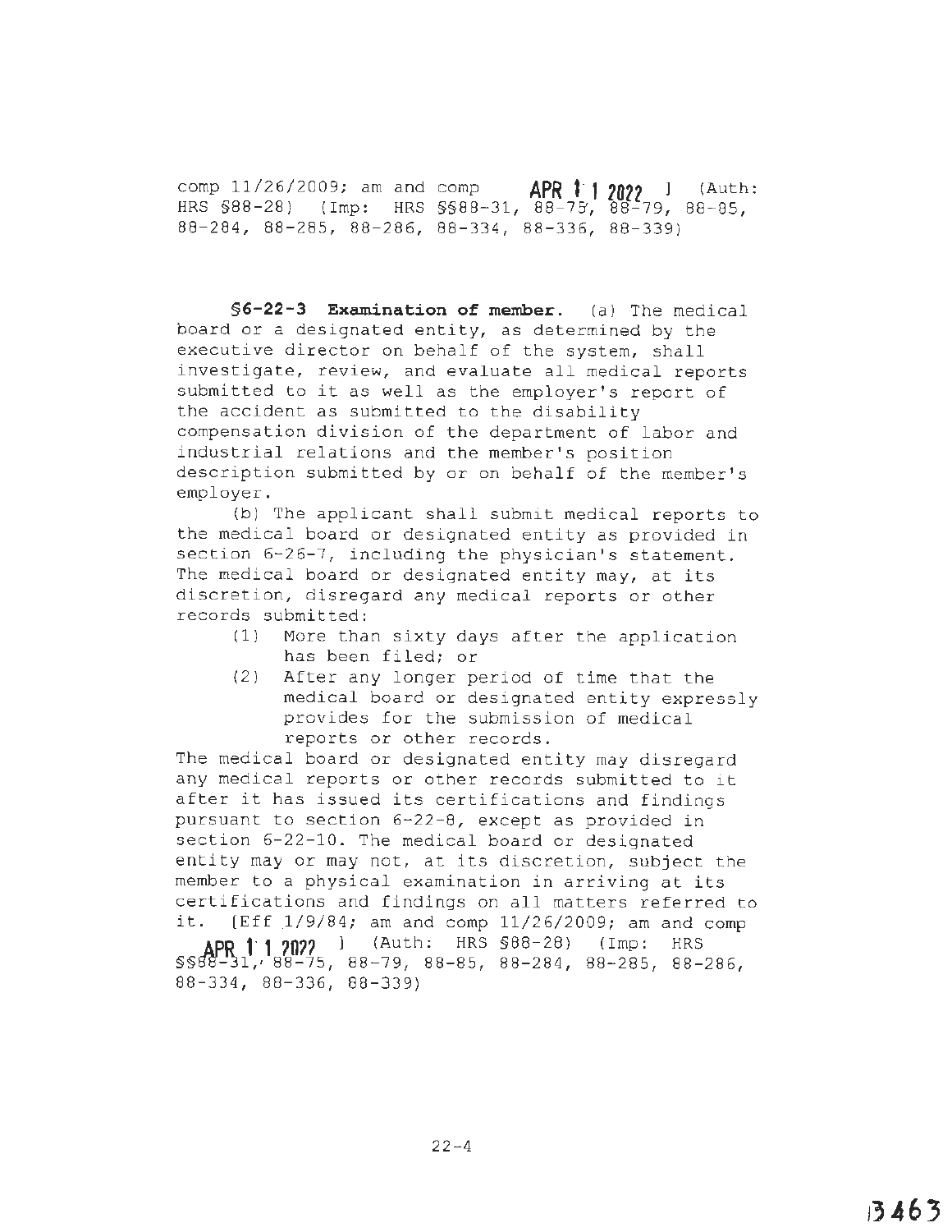comp 11/26/2009; am and comp APR 11 2022 ] (Auth: HRS §88-28) (Imp: HRS §§88-31, 88-75, 88-79, 88-85, 88-284, 88-285, 88-286, 88-334, 88-336, 88-339)

**§6-22-3 Examination of member.** (a) The medical board or a designated entity, as determined by the executive director on behalf of the system, shall investigate, review, and evaluate all medical reports submitted to it as well as the employer's report of the accident as submitted to the disability compensation division of the department of labor and industrial relations and the member's position description submitted by or on behalf of the member's employer.

(b) The applicant shall submit medical reports to the medical board or designated entity as provided in section 6-26-7, including the physician's statement. The medical board or designated entity may, at its discretion, disregard any medical reports or other records submitted:

(1) More than sixty days after the application has been filed; or
(2) After any longer period of time that the medical board or designated entity expressly provides for the submission of medical reports or other records.

The medical board or designated entity may disregard any medical reports or other records submitted to it after it has issued its certifications and findings pursuant to section 6-22-8, except as provided in section 6-22-10. The medical board or designated entity may or may not, at its discretion, subject the member to a physical examination in arriving at its certifications and findings on all matters referred to it. [Eff 1/9/84; am and comp 11/26/2009; am and comp APR 11 2022 ] (Auth: HRS §88-28) (Imp: HRS §§88-31, 88-75, 88-79, 88-85, 88-284, 88-285, 88-286, 88-334, 88-336, 88-339)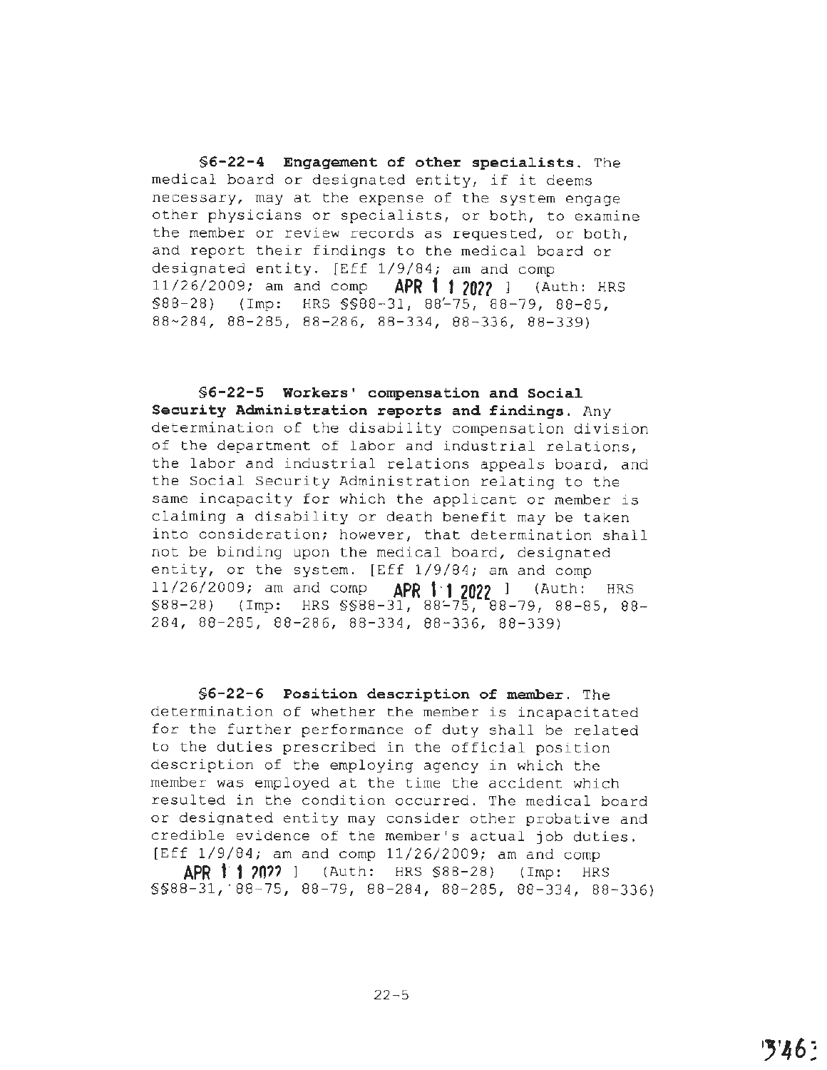**§6-22-4 Engagement of other specialists.** The medical board or designated entity, if it deems necessary, may at the expense of the system engage other physicians or specialists, or both, to examine the member or review records as requested, or both, and report their findings to the medical board or designated entity. [Eff 1/9/84; am and comp 11/26/2009; am and comp **APR 1 1 2022** ] (Auth: HRS §88-28) (Imp: HRS §§88-31, 88-75, 88-79, 88-85, 88-284, 88-285, 88-286, 88-334, 88-336, 88-339)

**§6-22-5 Workers' compensation and Social Security Administration reports and findings.** Any determination of the disability compensation division of the department of labor and industrial relations, the labor and industrial relations appeals board, and the Social Security Administration relating to the same incapacity for which the applicant or member is claiming a disability or death benefit may be taken into consideration; however, that determination shall not be binding upon the medical board, designated entity, or the system. [Eff 1/9/84; am and comp 11/26/2009; am and comp **APR 1 1 2022** ] (Auth: HRS §88-28) (Imp: HRS §§88-31, 88-75, 88-79, 88-85, 88-284, 88-285, 88-286, 88-334, 88-336, 88-339)

**§6-22-6 Position description of member.** The determination of whether the member is incapacitated for the further performance of duty shall be related to the duties prescribed in the official position description of the employing agency in which the member was employed at the time the accident which resulted in the condition occurred. The medical board or designated entity may consider other probative and credible evidence of the member's actual job duties. [Eff 1/9/84; am and comp 11/26/2009; am and comp **APR 1 1 2022** ] (Auth: HRS §88-28) (Imp: HRS §§88-31, 88-75, 88-79, 88-284, 88-285, 88-334, 88-336)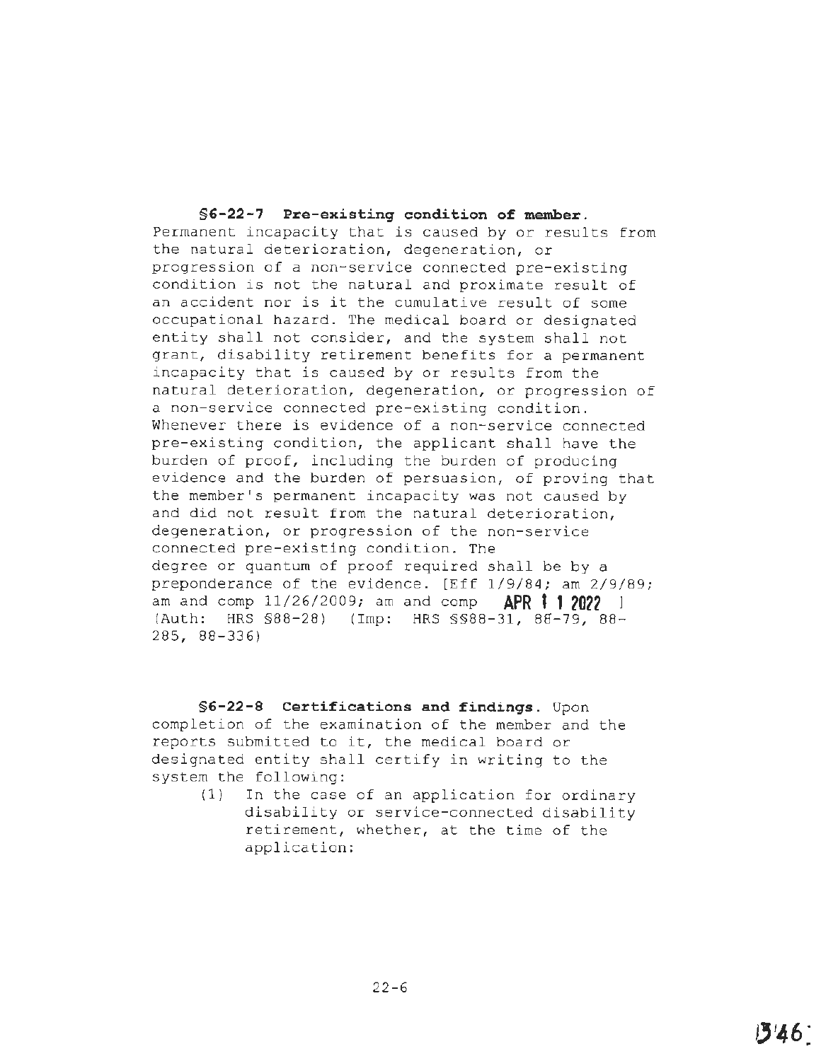**§6-22-7 Pre-existing condition of member.** Permanent incapacity that is caused by or results from the natural deterioration, degeneration, or progression of a non-service connected pre-existing condition is not the natural and proximate result of an accident nor is it the cumulative result of some occupational hazard. The medical board or designated entity shall not consider, and the system shall not grant, disability retirement benefits for a permanent incapacity that is caused by or results from the natural deterioration, degeneration, or progression of a non-service connected pre-existing condition. Whenever there is evidence of a non-service connected pre-existing condition, the applicant shall have the burden of proof, including the burden of producing evidence and the burden of persuasion, of proving that the member's permanent incapacity was not caused by and did not result from the natural deterioration, degeneration, or progression of the non-service connected pre-existing condition. The degree or quantum of proof required shall be by a preponderance of the evidence. [Eff 1/9/84; am 2/9/89; am and comp 11/26/2009; am and comp **APR 11 2022** ] (Auth: HRS §88-28) (Imp: HRS §§88-31, 88-79, 88-285, 88-336)

**§6-22-8 Certifications and findings.** Upon completion of the examination of the member and the reports submitted to it, the medical board or designated entity shall certify in writing to the system the following:

(1) In the case of an application for ordinary disability or service-connected disability retirement, whether, at the time of the application: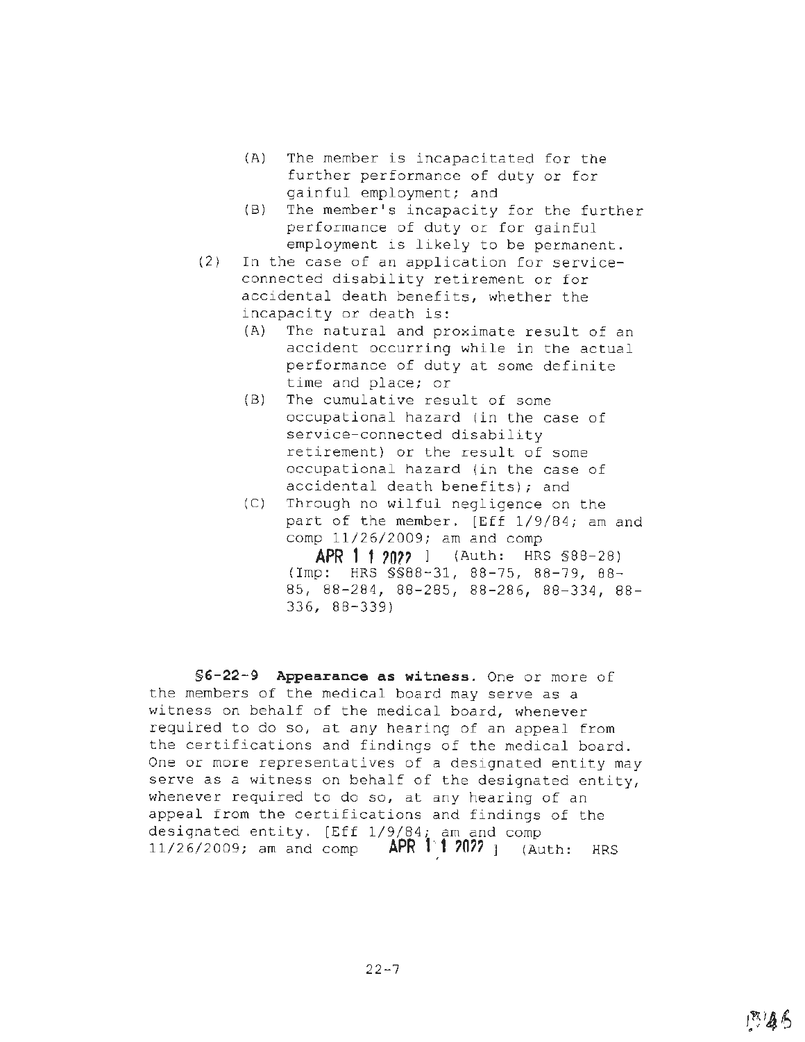(A) The member is incapacitated for the further performance of duty or for gainful employment; and

   (B) The member's incapacity for the further performance of duty or for gainful employment is likely to be permanent.

(2) In the case of an application for service-connected disability retirement or for accidental death benefits, whether the incapacity or death is:

   (A) The natural and proximate result of an accident occurring while in the actual performance of duty at some definite time and place; or

   (B) The cumulative result of some occupational hazard (in the case of service-connected disability retirement) or the result of some occupational hazard (in the case of accidental death benefits); and

   (C) Through no wilful negligence on the part of the member. [Eff 1/9/84; am and comp 11/26/2009; am and comp **APR 11 2022** ] (Auth: HRS §88-28) (Imp: HRS §§88-31, 88-75, 88-79, 88-85, 88-284, 88-285, 88-286, 88-334, 88-336, 88-339)

**§6-22-9 Appearance as witness.** One or more of the members of the medical board may serve as a witness on behalf of the medical board, whenever required to do so, at any hearing of an appeal from the certifications and findings of the medical board. One or more representatives of a designated entity may serve as a witness on behalf of the designated entity, whenever required to do so, at any hearing of an appeal from the certifications and findings of the designated entity. [Eff 1/9/84; am and comp 11/26/2009; am and comp **APR 11 2022** ] (Auth: HRS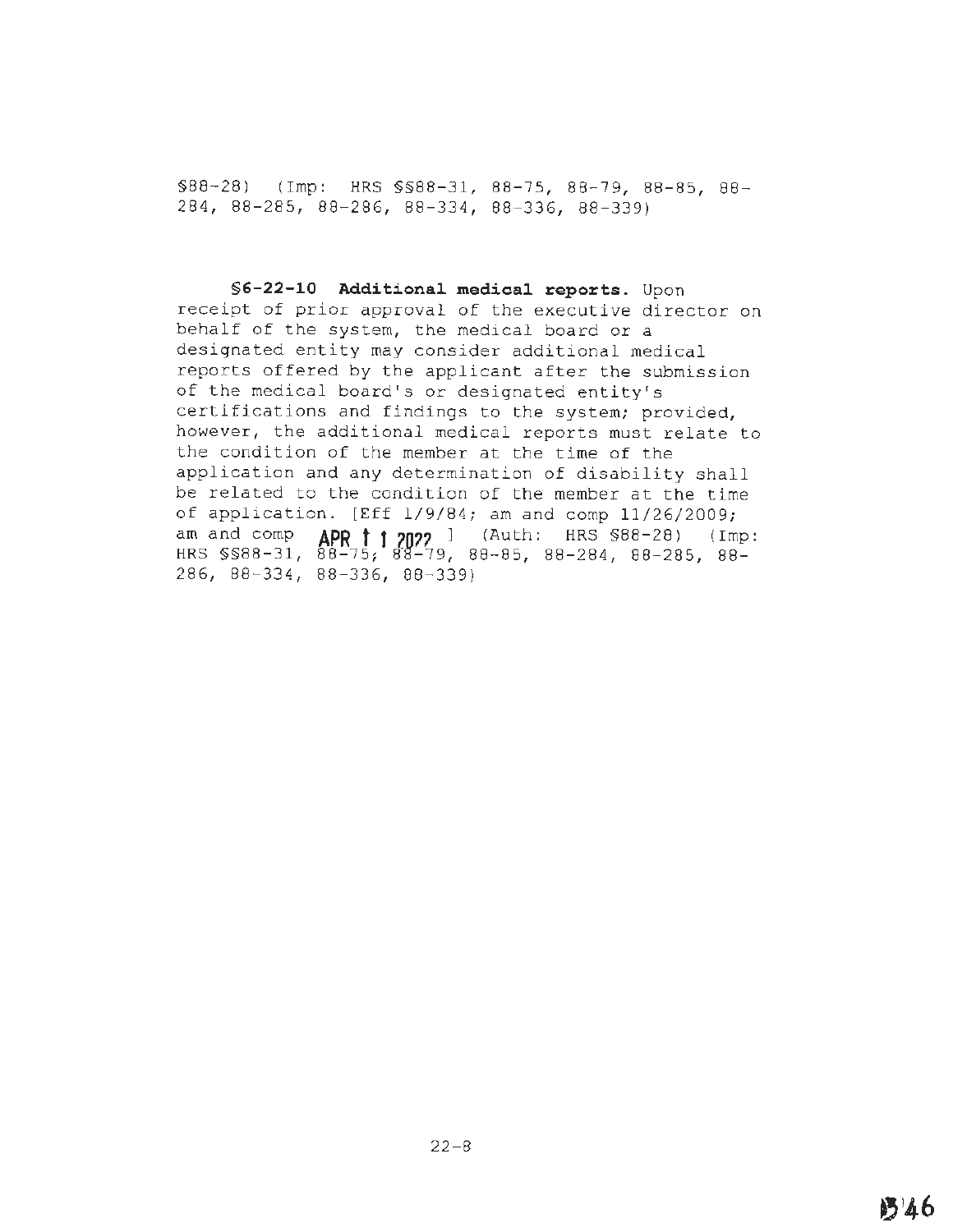§88-28) (Imp: HRS §§88-31, 88-75, 88-79, 88-85, 88-284, 88-285, 88-286, 88-334, 88-336, 88-339)

**§6-22-10 Additional medical reports.** Upon receipt of prior approval of the executive director on behalf of the system, the medical board or a designated entity may consider additional medical reports offered by the applicant after the submission of the medical board's or designated entity's certifications and findings to the system; provided, however, the additional medical reports must relate to the condition of the member at the time of the application and any determination of disability shall be related to the condition of the member at the time of application. [Eff 1/9/84; am and comp 11/26/2009; am and comp APR 11 2022 ] (Auth: HRS §88-28) (Imp: HRS §§88-31, 88-75, 88-79, 88-85, 88-284, 88-285, 88-286, 88-334, 88-336, 88-339)